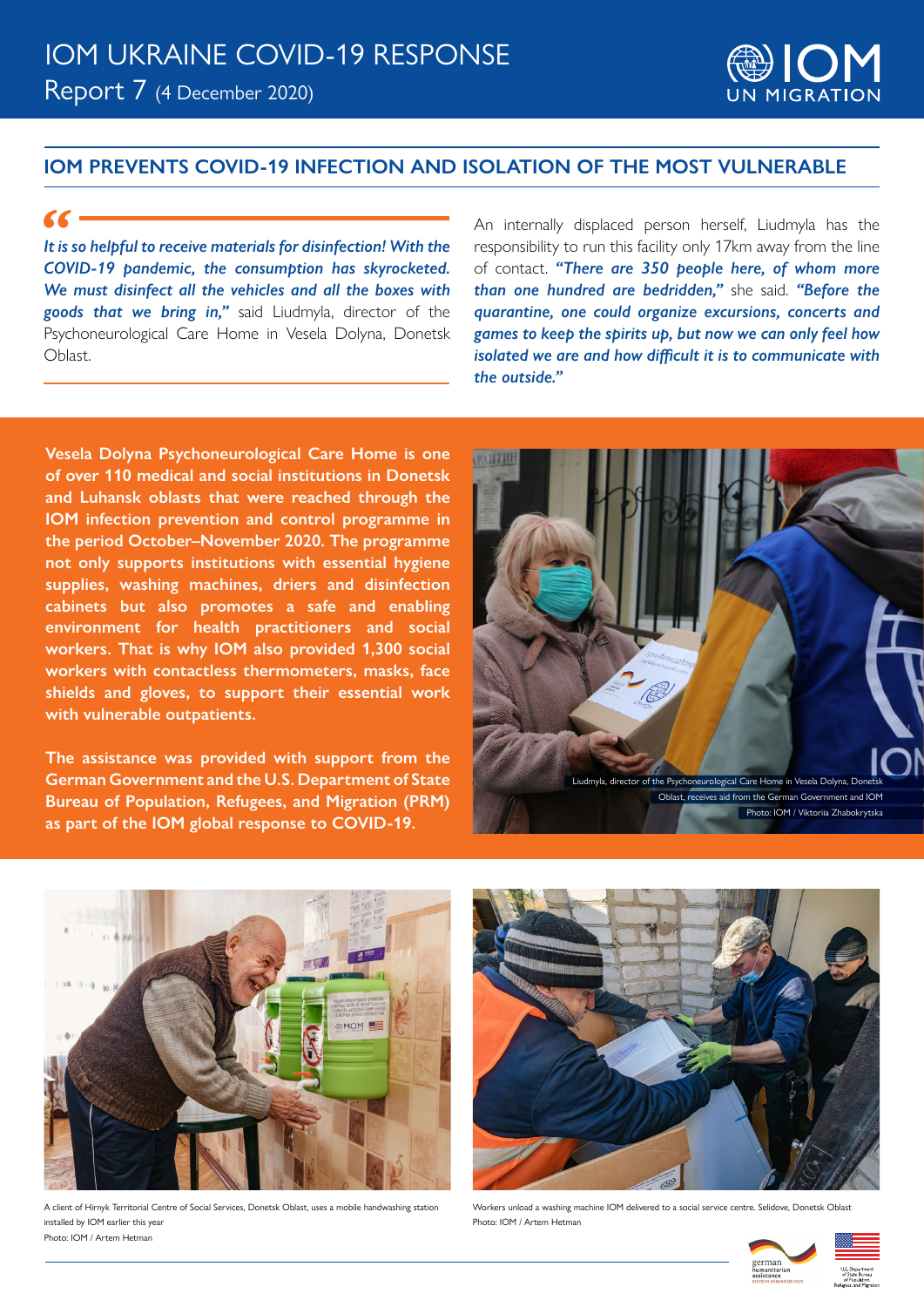# IOM UKRAINE COVID-19 RESPONSE

Report 7 (4 December 2020)

## IOM PREVENTS COVID-19 INFECTION AND ISOLATION OF THE MOST VULNERABLE

***"It is so helpful to receive materials for disinfection! With the COVID-19 pandemic, the consumption has skyrocketed. We must disinfect all the vehicles and all the boxes with goods that we bring in,"*** said Liudmyla, director of the Psychoneurological Care Home in Vesela Dolyna, Donetsk Oblast.

An internally displaced person herself, Liudmyla has the responsibility to run this facility only 17km away from the line of contact. ***"There are 350 people here, of whom more than one hundred are bedridden,"*** she said. ***"Before the quarantine, one could organize excursions, concerts and games to keep the spirits up, but now we can only feel how isolated we are and how difficult it is to communicate with the outside."***

**Vesela Dolyna Psychoneurological Care Home is one of over 110 medical and social institutions in Donetsk and Luhansk oblasts that were reached through the IOM infection prevention and control programme in the period October–November 2020. The programme not only supports institutions with essential hygiene supplies, washing machines, driers and disinfection cabinets but also promotes a safe and enabling environment for health practitioners and social workers. That is why IOM also provided 1,300 social workers with contactless thermometers, masks, face shields and gloves, to support their essential work with vulnerable outpatients.**

**The assistance was provided with support from the German Government and the U.S. Department of State Bureau of Population, Refugees, and Migration (PRM) as part of the IOM global response to COVID-19.**

Liudmyla, director of the Psychoneurological Care Home in Vesela Dolyna, Donetsk Oblast, receives aid from the German Government and IOM
Photo: IOM / Viktoriia Zhabokrytska

A client of Hirnyk Territorial Centre of Social Services, Donetsk Oblast, uses a mobile handwashing station installed by IOM earlier this year
Photo: IOM / Artem Hetman

Workers unload a washing machine IOM delivered to a social service centre. Selidove, Donetsk Oblast
Photo: IOM / Artem Hetman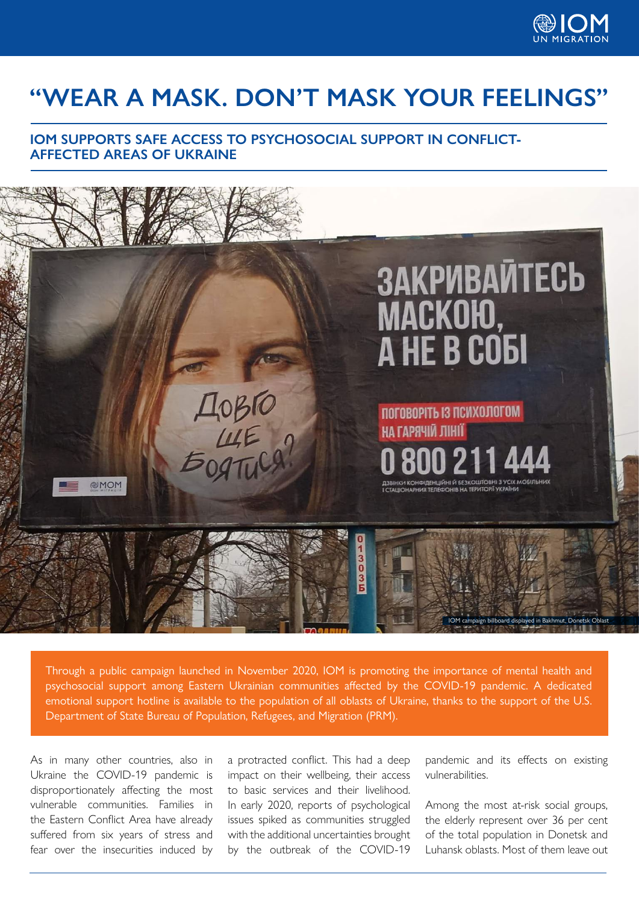# "WEAR A MASK. DON'T MASK YOUR FEELINGS"

## IOM SUPPORTS SAFE ACCESS TO PSYCHOSOCIAL SUPPORT IN CONFLICT-AFFECTED AREAS OF UKRAINE

IOM campaign billboard displayed in Bakhmut, Donetsk Oblast

Through a public campaign launched in November 2020, IOM is promoting the importance of mental health and psychosocial support among Eastern Ukrainian communities affected by the COVID-19 pandemic. A dedicated emotional support hotline is available to the population of all oblasts of Ukraine, thanks to the support of the U.S. Department of State Bureau of Population, Refugees, and Migration (PRM).

As in many other countries, also in Ukraine the COVID-19 pandemic is disproportionately affecting the most vulnerable communities. Families in the Eastern Conflict Area have already suffered from six years of stress and fear over the insecurities induced by a protracted conflict. This had a deep impact on their wellbeing, their access to basic services and their livelihood. In early 2020, reports of psychological issues spiked as communities struggled with the additional uncertainties brought by the outbreak of the COVID-19 pandemic and its effects on existing vulnerabilities.

Among the most at-risk social groups, the elderly represent over 36 per cent of the total population in Donetsk and Luhansk oblasts. Most of them leave out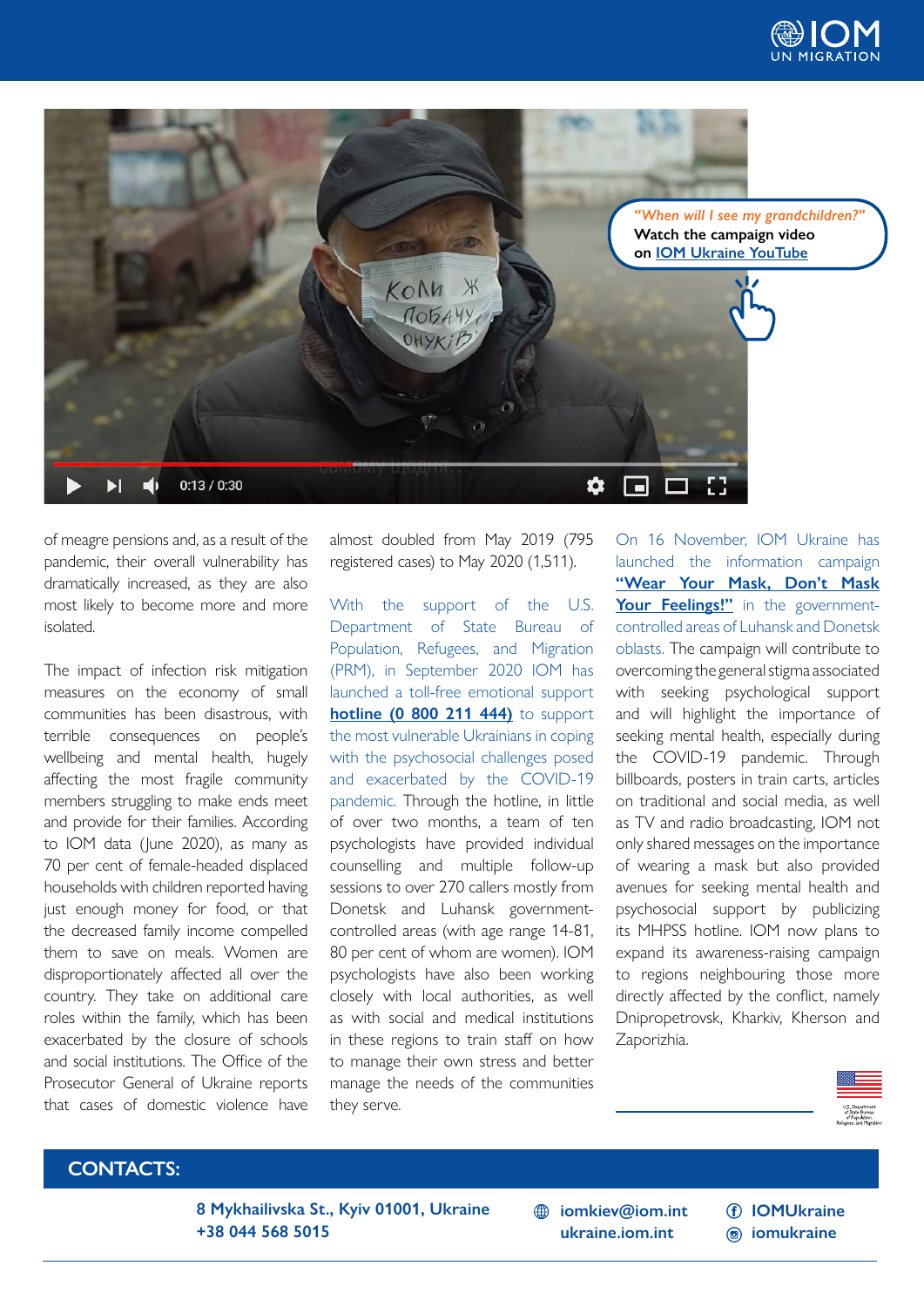"When will I see my grandchildren?"
Watch the campaign video on IOM Ukraine YouTube

of meagre pensions and, as a result of the pandemic, their overall vulnerability has dramatically increased, as they are also most likely to become more and more isolated.

The impact of infection risk mitigation measures on the economy of small communities has been disastrous, with terrible consequences on people's wellbeing and mental health, hugely affecting the most fragile community members struggling to make ends meet and provide for their families. According to IOM data (June 2020), as many as 70 per cent of female-headed displaced households with children reported having just enough money for food, or that the decreased family income compelled them to save on meals. Women are disproportionately affected all over the country. They take on additional care roles within the family, which has been exacerbated by the closure of schools and social institutions. The Office of the Prosecutor General of Ukraine reports that cases of domestic violence have almost doubled from May 2019 (795 registered cases) to May 2020 (1,511).

With the support of the U.S. Department of State Bureau of Population, Refugees, and Migration (PRM), in September 2020 IOM has launched a toll-free emotional support **hotline (0 800 211 444)** to support the most vulnerable Ukrainians in coping with the psychosocial challenges posed and exacerbated by the COVID-19 pandemic. Through the hotline, in little of over two months, a team of ten psychologists have provided individual counselling and multiple follow-up sessions to over 270 callers mostly from Donetsk and Luhansk government-controlled areas (with age range 14-81, 80 per cent of whom are women). IOM psychologists have also been working closely with local authorities, as well as with social and medical institutions in these regions to train staff on how to manage their own stress and better manage the needs of the communities they serve.

On 16 November, IOM Ukraine has launched the information campaign **"Wear Your Mask, Don't Mask Your Feelings!"** in the government-controlled areas of Luhansk and Donetsk oblasts. The campaign will contribute to overcoming the general stigma associated with seeking psychological support and will highlight the importance of seeking mental health, especially during the COVID-19 pandemic. Through billboards, posters in train carts, articles on traditional and social media, as well as TV and radio broadcasting, IOM not only shared messages on the importance of wearing a mask but also provided avenues for seeking mental health and psychosocial support by publicizing its MHPSS hotline. IOM now plans to expand its awareness-raising campaign to regions neighbouring those more directly affected by the conflict, namely Dnipropetrovsk, Kharkiv, Kherson and Zaporizhia.

## CONTACTS:

**8 Mykhailivska St., Kyiv 01001, Ukraine**
**+38 044 568 5015**

**iomkiev@iom.int**
**ukraine.iom.int**

**IOMUkraine**
**iomukraine**